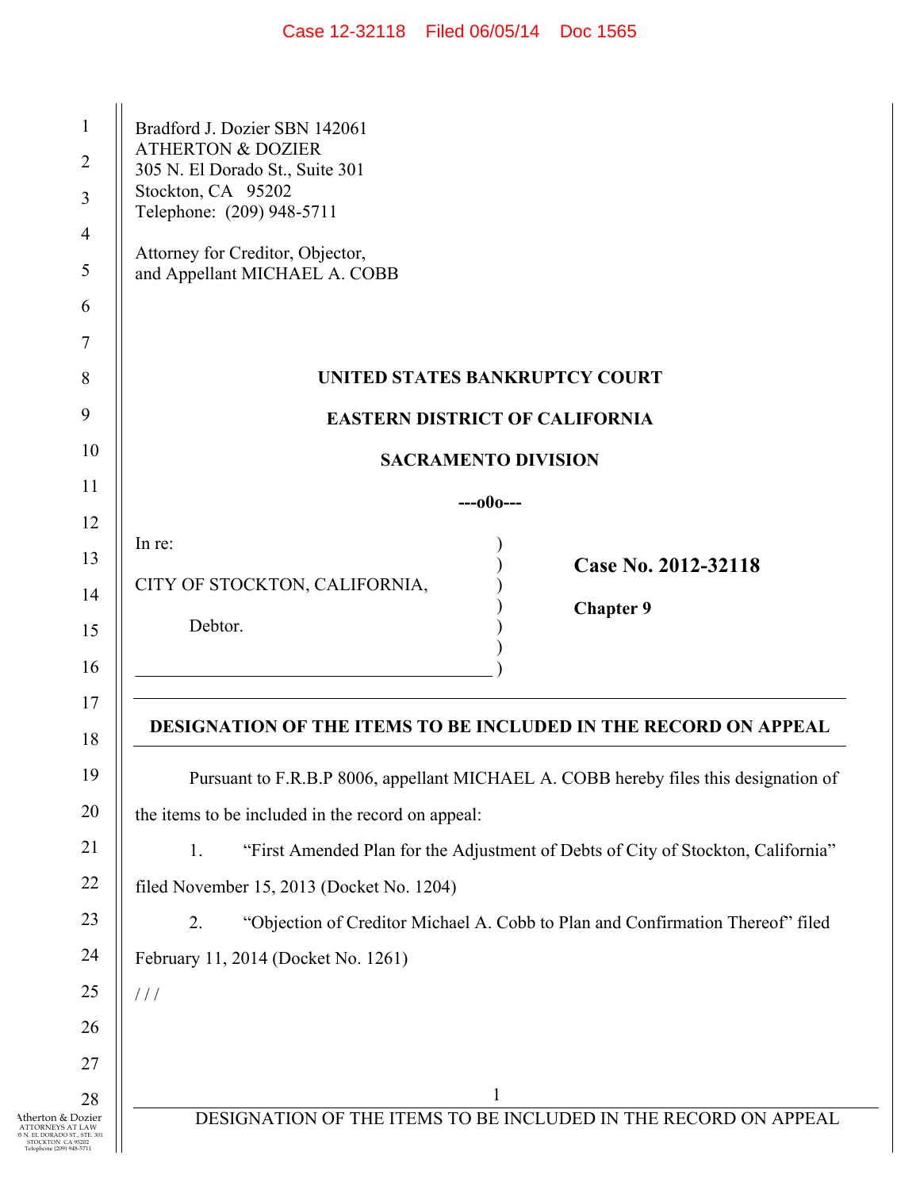Bradford J. Dozier SBN 142061
ATHERTON & DOZIER
305 N. El Dorado St., Suite 301
Stockton, CA 95202
Telephone: (209) 948-5711

Attorney for Creditor, Objector,
and Appellant MICHAEL A. COBB

**UNITED STATES BANKRUPTCY COURT**

**EASTERN DISTRICT OF CALIFORNIA**

**SACRAMENTO DIVISION**

**---o0o---**

| | |
|---|---|
| In re:<br><br>CITY OF STOCKTON, CALIFORNIA,<br><br>Debtor. | **Case No. 2012-32118**<br><br>**Chapter 9** |

**DESIGNATION OF THE ITEMS TO BE INCLUDED IN THE RECORD ON APPEAL**

Pursuant to F.R.B.P 8006, appellant MICHAEL A. COBB hereby files this designation of the items to be included in the record on appeal:

1. "First Amended Plan for the Adjustment of Debts of City of Stockton, California" filed November 15, 2013 (Docket No. 1204)

2. "Objection of Creditor Michael A. Cobb to Plan and Confirmation Thereof" filed February 11, 2014 (Docket No. 1261)

/ / /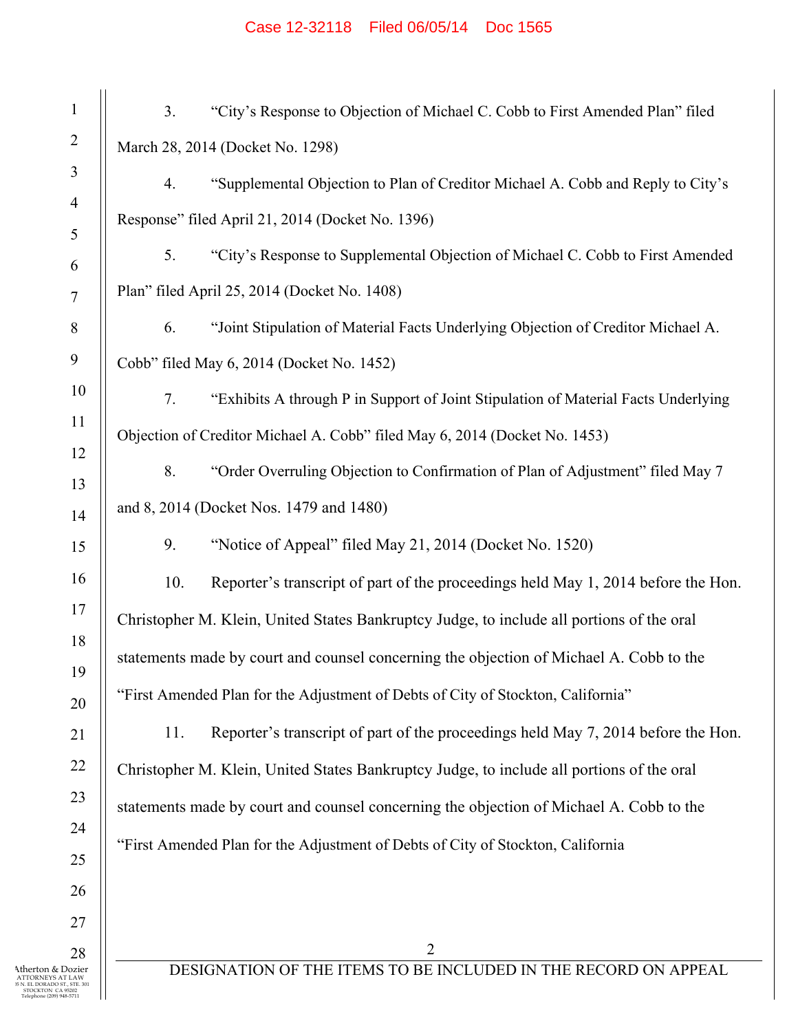3. "City's Response to Objection of Michael C. Cobb to First Amended Plan" filed March 28, 2014 (Docket No. 1298)

4. "Supplemental Objection to Plan of Creditor Michael A. Cobb and Reply to City's Response" filed April 21, 2014 (Docket No. 1396)

5. "City's Response to Supplemental Objection of Michael C. Cobb to First Amended Plan" filed April 25, 2014 (Docket No. 1408)

6. "Joint Stipulation of Material Facts Underlying Objection of Creditor Michael A. Cobb" filed May 6, 2014 (Docket No. 1452)

7. "Exhibits A through P in Support of Joint Stipulation of Material Facts Underlying Objection of Creditor Michael A. Cobb" filed May 6, 2014 (Docket No. 1453)

8. "Order Overruling Objection to Confirmation of Plan of Adjustment" filed May 7 and 8, 2014 (Docket Nos. 1479 and 1480)

9. "Notice of Appeal" filed May 21, 2014 (Docket No. 1520)

10. Reporter's transcript of part of the proceedings held May 1, 2014 before the Hon. Christopher M. Klein, United States Bankruptcy Judge, to include all portions of the oral statements made by court and counsel concerning the objection of Michael A. Cobb to the "First Amended Plan for the Adjustment of Debts of City of Stockton, California"

11. Reporter's transcript of part of the proceedings held May 7, 2014 before the Hon. Christopher M. Klein, United States Bankruptcy Judge, to include all portions of the oral statements made by court and counsel concerning the objection of Michael A. Cobb to the "First Amended Plan for the Adjustment of Debts of City of Stockton, California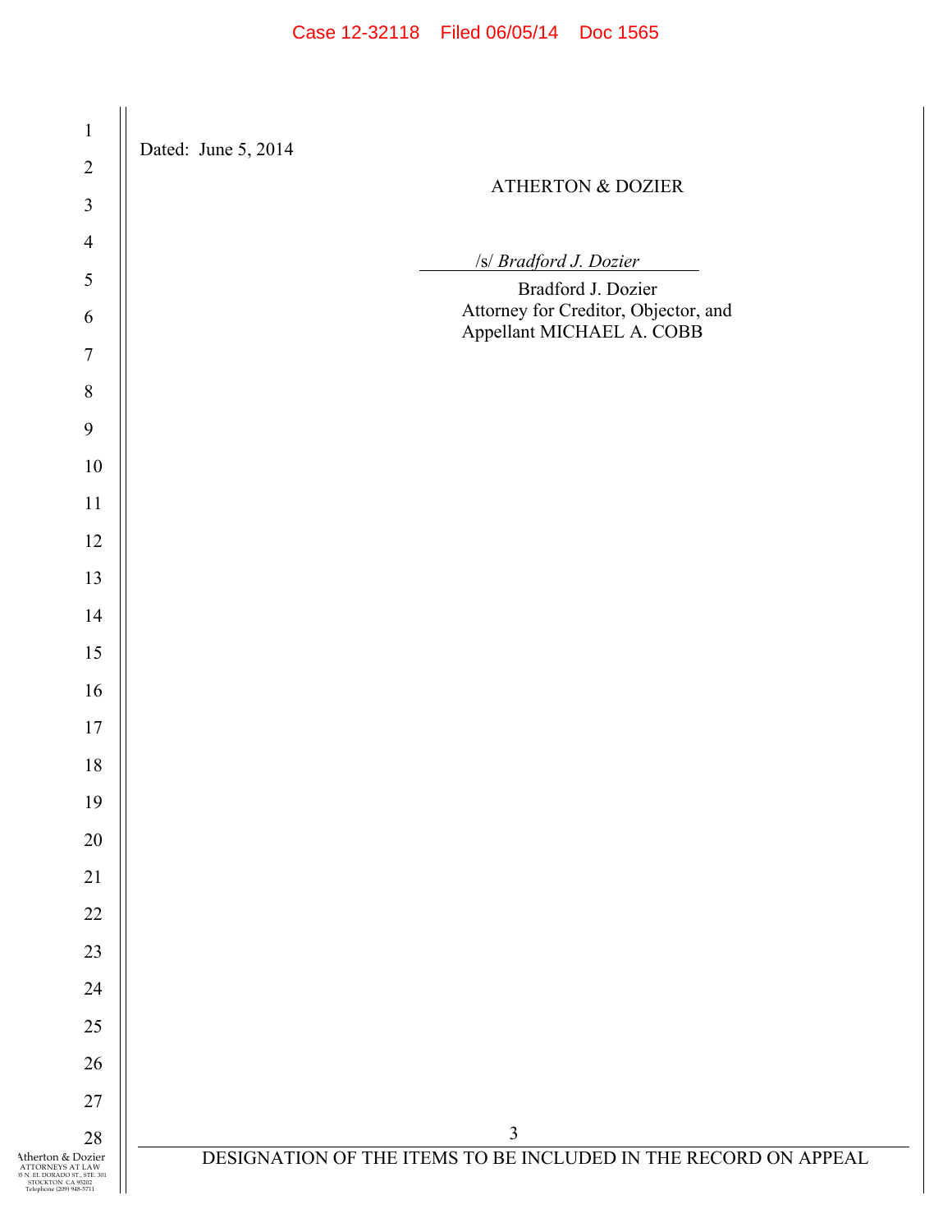Dated: June 5, 2014

ATHERTON & DOZIER

/s/ *Bradford J. Dozier*

Bradford J. Dozier
Attorney for Creditor, Objector, and
Appellant MICHAEL A. COBB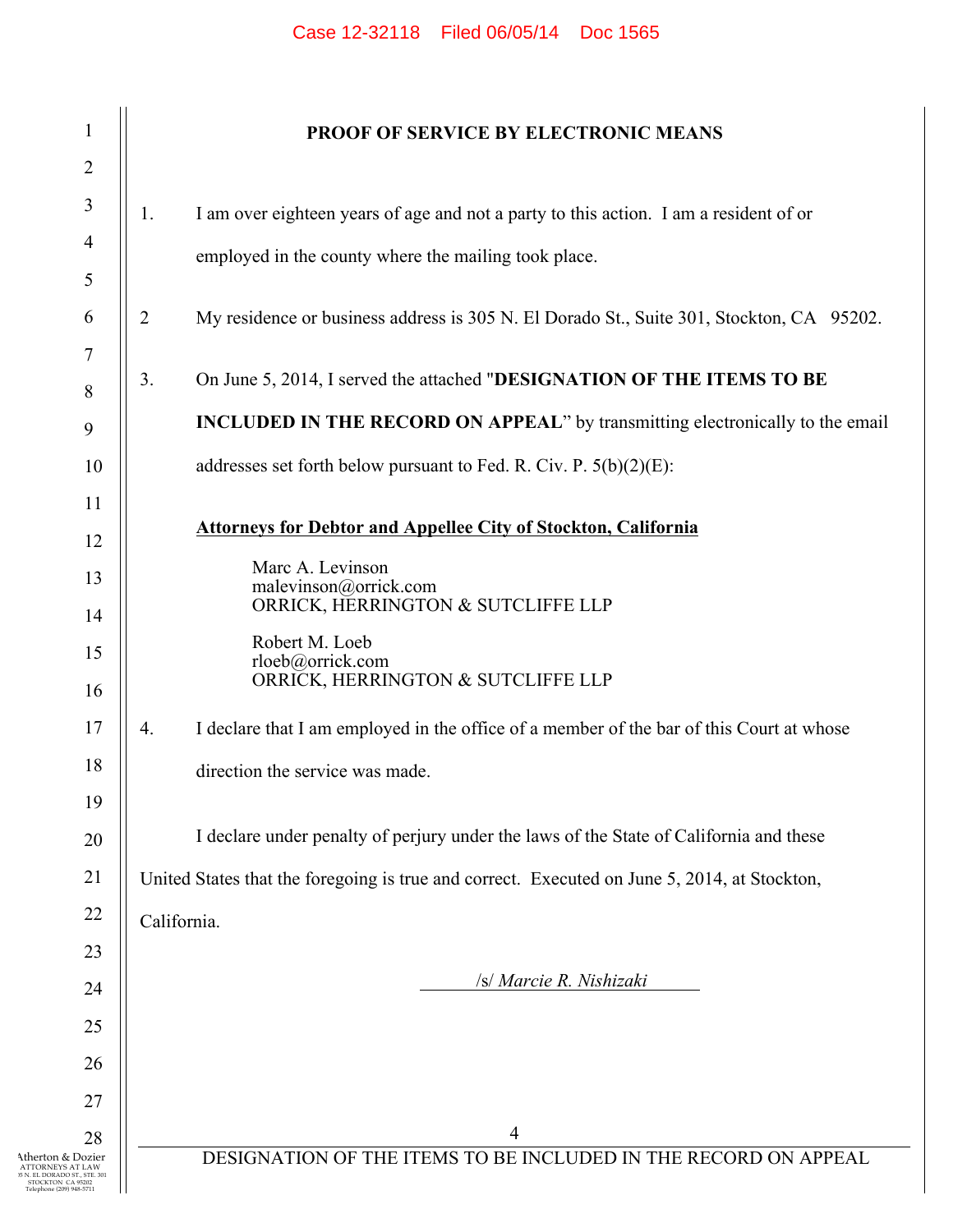# PROOF OF SERVICE BY ELECTRONIC MEANS

1. I am over eighteen years of age and not a party to this action. I am a resident of or employed in the county where the mailing took place.

2 My residence or business address is 305 N. El Dorado St., Suite 301, Stockton, CA 95202.

3. On June 5, 2014, I served the attached "**DESIGNATION OF THE ITEMS TO BE INCLUDED IN THE RECORD ON APPEAL**" by transmitting electronically to the email addresses set forth below pursuant to Fed. R. Civ. P. 5(b)(2)(E):

**Attorneys for Debtor and Appellee City of Stockton, California**

Marc A. Levinson
malevinson@orrick.com
ORRICK, HERRINGTON & SUTCLIFFE LLP

Robert M. Loeb
rloeb@orrick.com
ORRICK, HERRINGTON & SUTCLIFFE LLP

4. I declare that I am employed in the office of a member of the bar of this Court at whose direction the service was made.

I declare under penalty of perjury under the laws of the State of California and these United States that the foregoing is true and correct. Executed on June 5, 2014, at Stockton, California.

/s/ *Marcie R. Nishizaki*